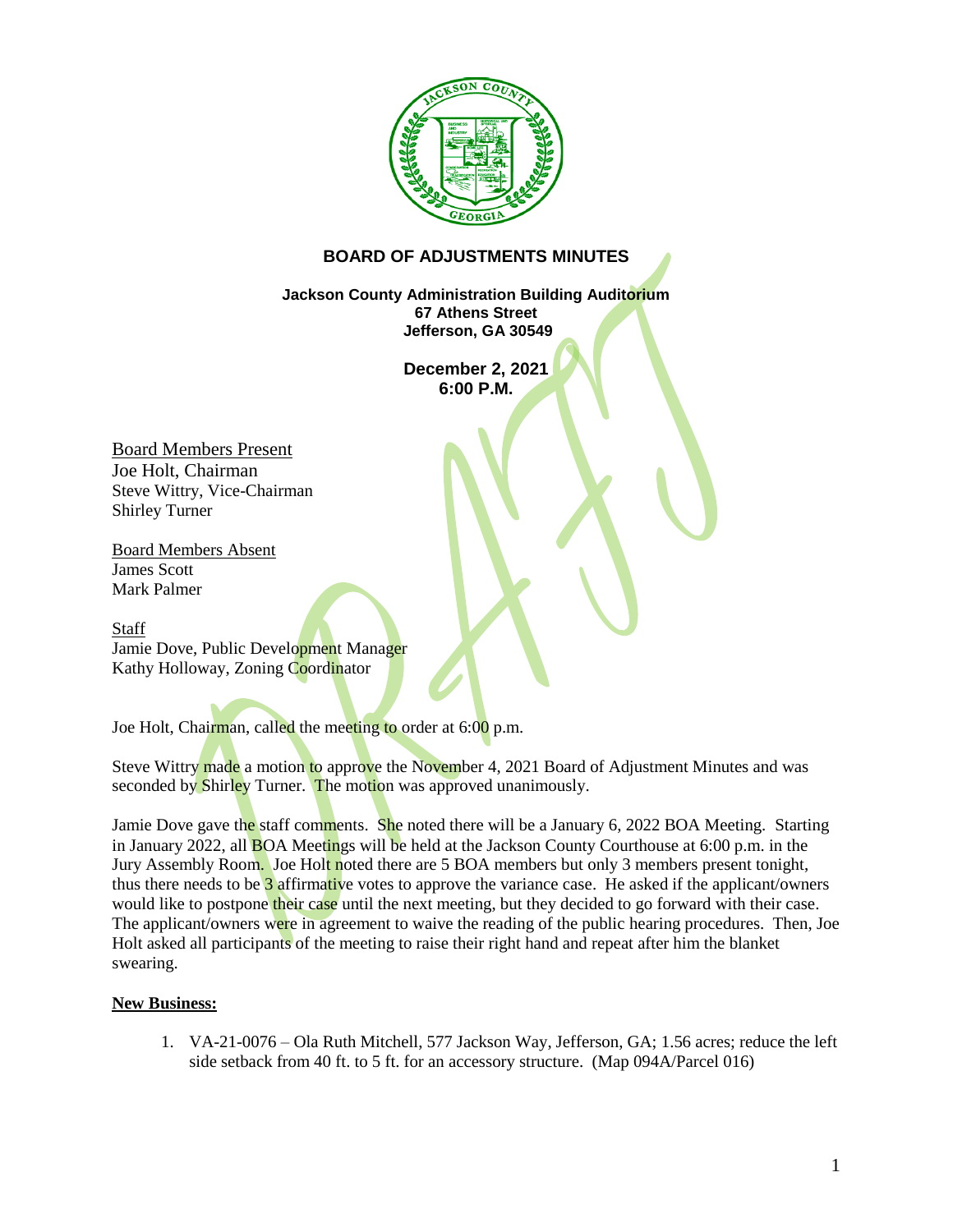# BOARD OF ADJUSTMENTS MINUTES

**Jackson County Administration Building Auditorium**
**67 Athens Street**
**Jefferson, GA 30549**

**December 2, 2021**
**6:00 P.M.**

Board Members Present
Joe Holt, Chairman
Steve Wittry, Vice-Chairman
Shirley Turner

Board Members Absent
James Scott
Mark Palmer

Staff
Jamie Dove, Public Development Manager
Kathy Holloway, Zoning Coordinator

Joe Holt, Chairman, called the meeting to order at 6:00 p.m.

Steve Wittry made a motion to approve the November 4, 2021 Board of Adjustment Minutes and was seconded by Shirley Turner. The motion was approved unanimously.

Jamie Dove gave the staff comments. She noted there will be a January 6, 2022 BOA Meeting. Starting in January 2022, all BOA Meetings will be held at the Jackson County Courthouse at 6:00 p.m. in the Jury Assembly Room. Joe Holt noted there are 5 BOA members but only 3 members present tonight, thus there needs to be 3 affirmative votes to approve the variance case. He asked if the applicant/owners would like to postpone their case until the next meeting, but they decided to go forward with their case. The applicant/owners were in agreement to waive the reading of the public hearing procedures. Then, Joe Holt asked all participants of the meeting to raise their right hand and repeat after him the blanket swearing.

**New Business:**

1. VA-21-0076 – Ola Ruth Mitchell, 577 Jackson Way, Jefferson, GA; 1.56 acres; reduce the left side setback from 40 ft. to 5 ft. for an accessory structure. (Map 094A/Parcel 016)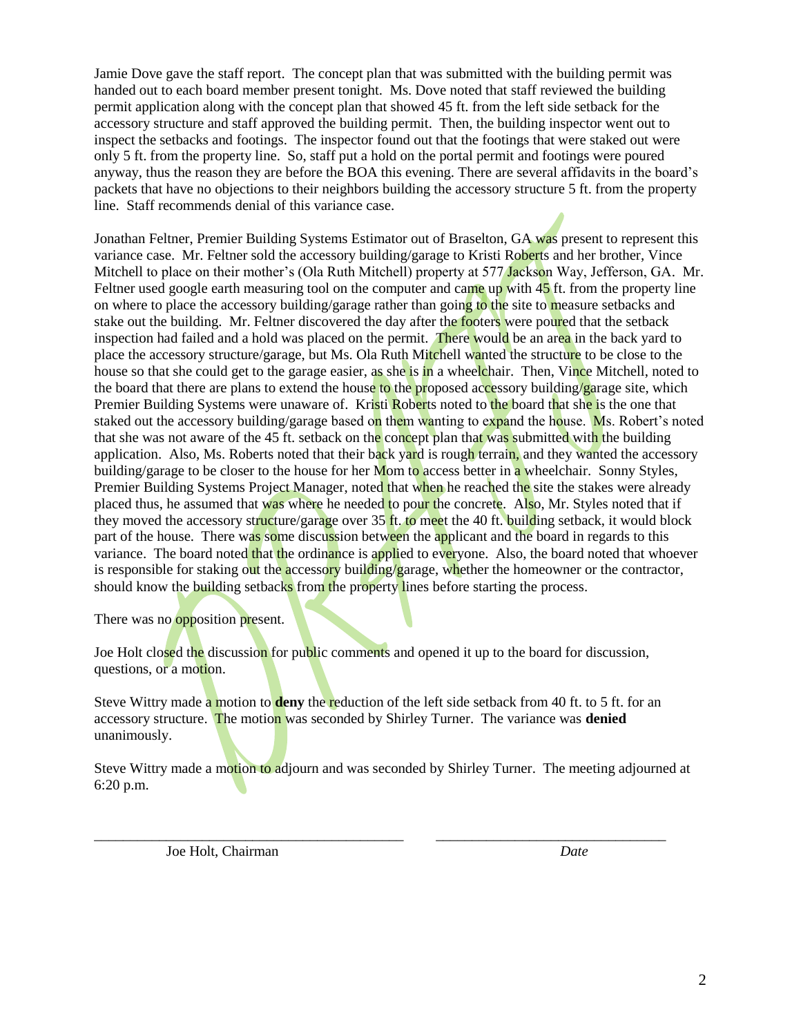Jamie Dove gave the staff report. The concept plan that was submitted with the building permit was handed out to each board member present tonight. Ms. Dove noted that staff reviewed the building permit application along with the concept plan that showed 45 ft. from the left side setback for the accessory structure and staff approved the building permit. Then, the building inspector went out to inspect the setbacks and footings. The inspector found out that the footings that were staked out were only 5 ft. from the property line. So, staff put a hold on the portal permit and footings were poured anyway, thus the reason they are before the BOA this evening. There are several affidavits in the board's packets that have no objections to their neighbors building the accessory structure 5 ft. from the property line. Staff recommends denial of this variance case.

Jonathan Feltner, Premier Building Systems Estimator out of Braselton, GA was present to represent this variance case. Mr. Feltner sold the accessory building/garage to Kristi Roberts and her brother, Vince Mitchell to place on their mother's (Ola Ruth Mitchell) property at 577 Jackson Way, Jefferson, GA. Mr. Feltner used google earth measuring tool on the computer and came up with 45 ft. from the property line on where to place the accessory building/garage rather than going to the site to measure setbacks and stake out the building. Mr. Feltner discovered the day after the footers were poured that the setback inspection had failed and a hold was placed on the permit. There would be an area in the back yard to place the accessory structure/garage, but Ms. Ola Ruth Mitchell wanted the structure to be close to the house so that she could get to the garage easier, as she is in a wheelchair. Then, Vince Mitchell, noted to the board that there are plans to extend the house to the proposed accessory building/garage site, which Premier Building Systems were unaware of. Kristi Roberts noted to the board that she is the one that staked out the accessory building/garage based on them wanting to expand the house. Ms. Robert's noted that she was not aware of the 45 ft. setback on the concept plan that was submitted with the building application. Also, Ms. Roberts noted that their back yard is rough terrain, and they wanted the accessory building/garage to be closer to the house for her Mom to access better in a wheelchair. Sonny Styles, Premier Building Systems Project Manager, noted that when he reached the site the stakes were already placed thus, he assumed that was where he needed to pour the concrete. Also, Mr. Styles noted that if they moved the accessory structure/garage over 35 ft. to meet the 40 ft. building setback, it would block part of the house. There was some discussion between the applicant and the board in regards to this variance. The board noted that the ordinance is applied to everyone. Also, the board noted that whoever is responsible for staking out the accessory building/garage, whether the homeowner or the contractor, should know the building setbacks from the property lines before starting the process.

There was no opposition present.

Joe Holt closed the discussion for public comments and opened it up to the board for discussion, questions, or a motion.

Steve Wittry made a motion to **deny** the reduction of the left side setback from 40 ft. to 5 ft. for an accessory structure. The motion was seconded by Shirley Turner. The variance was **denied** unanimously.

Steve Wittry made a motion to adjourn and was seconded by Shirley Turner. The meeting adjourned at 6:20 p.m.

\_\_\_\_\_\_\_\_\_\_\_\_\_\_\_\_\_\_\_\_\_\_\_\_\_\_\_\_\_\_\_\_\_\_\_\_\_\_\_\_ &nbsp;&nbsp;&nbsp;&nbsp; \_\_\_\_\_\_\_\_\_\_\_\_\_\_\_\_\_\_\_\_\_\_\_\_\_\_\_\_\_\_

Joe Holt, Chairman &nbsp;&nbsp;&nbsp;&nbsp;&nbsp;&nbsp;&nbsp;&nbsp;&nbsp;&nbsp;&nbsp;&nbsp;&nbsp;&nbsp;&nbsp;&nbsp;&nbsp;&nbsp;&nbsp;&nbsp; *Date*